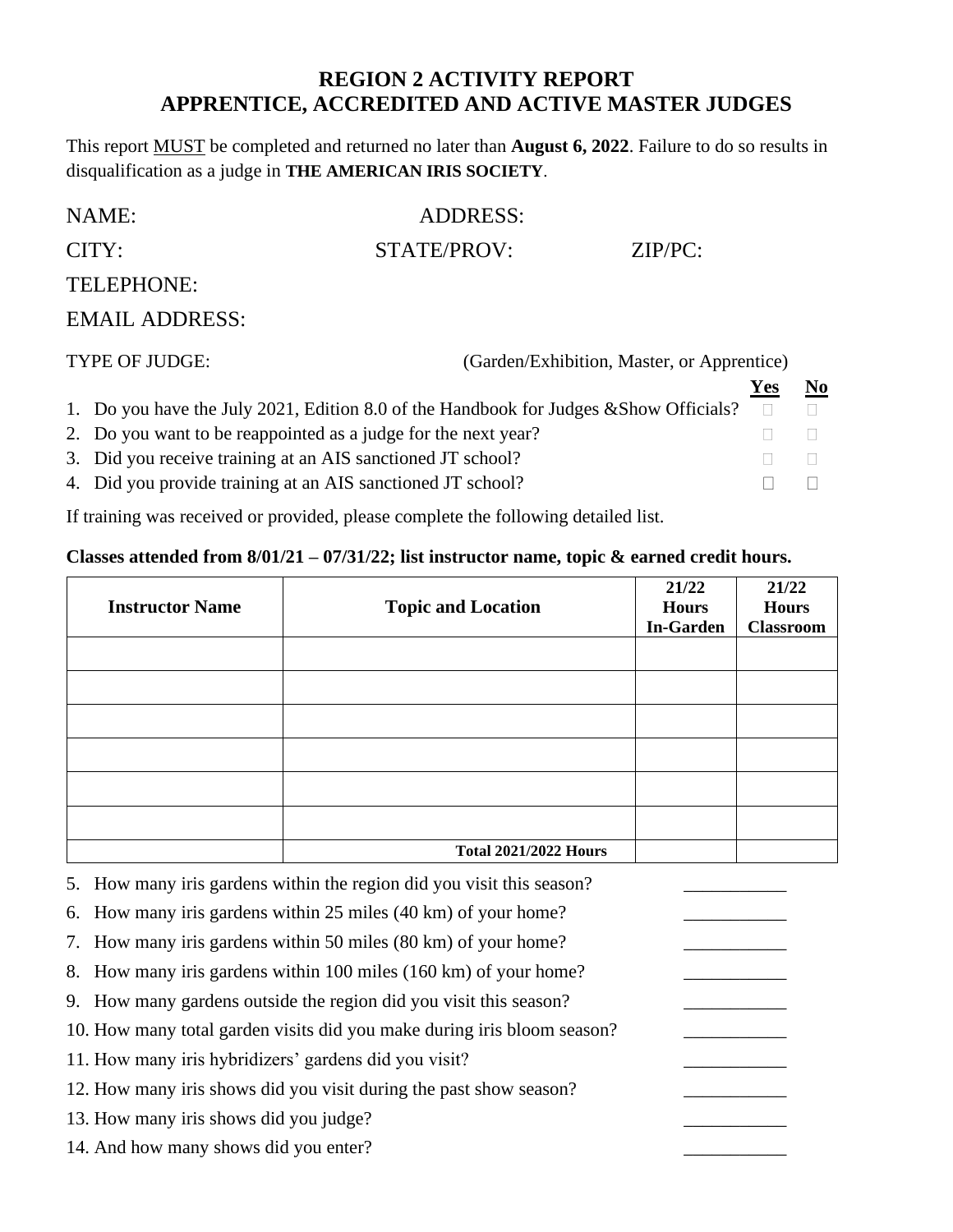# REGION 2 ACTIVITY REPORT
# APPRENTICE, ACCREDITED AND ACTIVE MASTER JUDGES

This report MUST be completed and returned no later than **August 6, 2022**. Failure to do so results in disqualification as a judge in **THE AMERICAN IRIS SOCIETY**.

NAME: ADDRESS:

CITY: STATE/PROV: ZIP/PC:

TELEPHONE:

EMAIL ADDRESS:

TYPE OF JUDGE: (Garden/Exhibition, Master, or Apprentice)

| | Yes | No |
|---|---|---|
| 1. Do you have the July 2021, Edition 8.0 of the Handbook for Judges &Show Officials? | ☐ | ☐ |
| 2. Do you want to be reappointed as a judge for the next year? | ☐ | ☐ |
| 3. Did you receive training at an AIS sanctioned JT school? | ☐ | ☐ |
| 4. Did you provide training at an AIS sanctioned JT school? | ☐ | ☐ |

If training was received or provided, please complete the following detailed list.

**Classes attended from 8/01/21 – 07/31/22; list instructor name, topic & earned credit hours.**

| Instructor Name | Topic and Location | 21/22 Hours In-Garden | 21/22 Hours Classroom |
|---|---|---|---|
| | | | |
| | | | |
| | | | |
| | | | |
| | | | |
| | | | |
| | **Total 2021/2022 Hours** | | |

5. How many iris gardens within the region did you visit this season? ___________
6. How many iris gardens within 25 miles (40 km) of your home? ___________
7. How many iris gardens within 50 miles (80 km) of your home? ___________
8. How many iris gardens within 100 miles (160 km) of your home? ___________
9. How many gardens outside the region did you visit this season? ___________
10. How many total garden visits did you make during iris bloom season? ___________
11. How many iris hybridizers' gardens did you visit? ___________
12. How many iris shows did you visit during the past show season? ___________
13. How many iris shows did you judge? ___________
14. And how many shows did you enter? ___________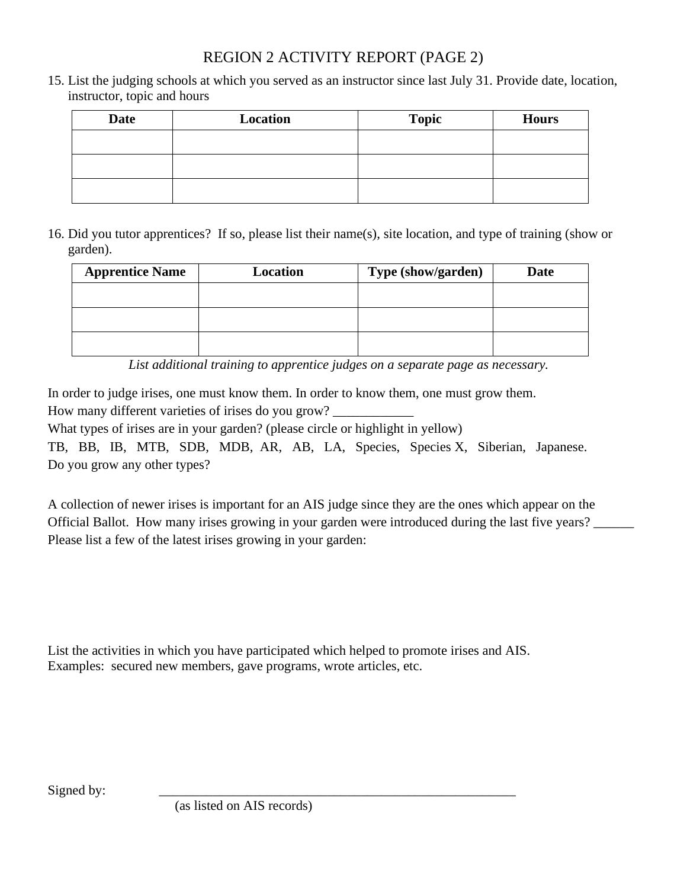# REGION 2 ACTIVITY REPORT (PAGE 2)

15. List the judging schools at which you served as an instructor since last July 31. Provide date, location, instructor, topic and hours

| Date | Location | Topic | Hours |
|---|---|---|---|
| | | | |
| | | | |
| | | | |

16. Did you tutor apprentices? If so, please list their name(s), site location, and type of training (show or garden).

| Apprentice Name | Location | Type (show/garden) | Date |
|---|---|---|---|
| | | | |
| | | | |
| | | | |

*List additional training to apprentice judges on a separate page as necessary.*

In order to judge irises, one must know them. In order to know them, one must grow them.
How many different varieties of irises do you grow? ____________
What types of irises are in your garden? (please circle or highlight in yellow)
TB, BB, IB, MTB, SDB, MDB, AR, AB, LA, Species, Species X, Siberian, Japanese.
Do you grow any other types?

A collection of newer irises is important for an AIS judge since they are the ones which appear on the Official Ballot. How many irises growing in your garden were introduced during the last five years? ______
Please list a few of the latest irises growing in your garden:

List the activities in which you have participated which helped to promote irises and AIS.
Examples: secured new members, gave programs, wrote articles, etc.

Signed by: ________________________________________________________
(as listed on AIS records)